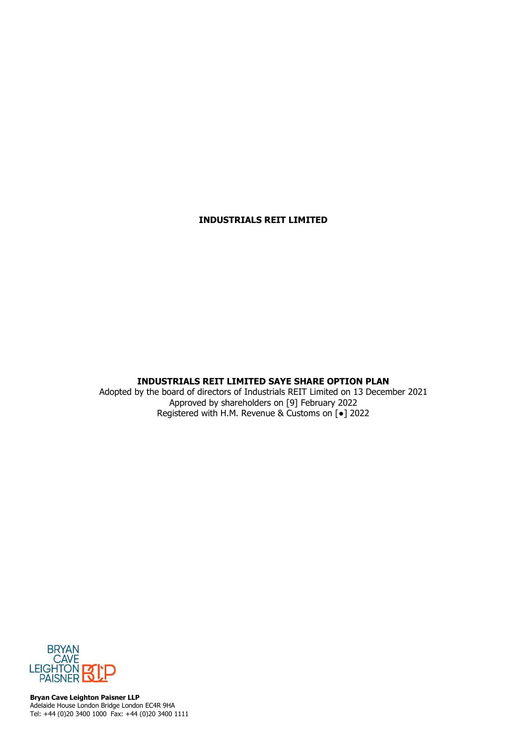**INDUSTRIALS REIT LIMITED**

**INDUSTRIALS REIT LIMITED SAYE SHARE OPTION PLAN**

Adopted by the board of directors of Industrials REIT Limited on 13 December 2021

Approved by shareholders on [9] February 2022

Registered with H.M. Revenue & Customs on [●] 2022

BRYAN CAVE LEIGHTON PAISNER BCLP

**Bryan Cave Leighton Paisner LLP**

Adelaide House London Bridge London EC4R 9HA

Tel: +44 (0)20 3400 1000 Fax: +44 (0)20 3400 1111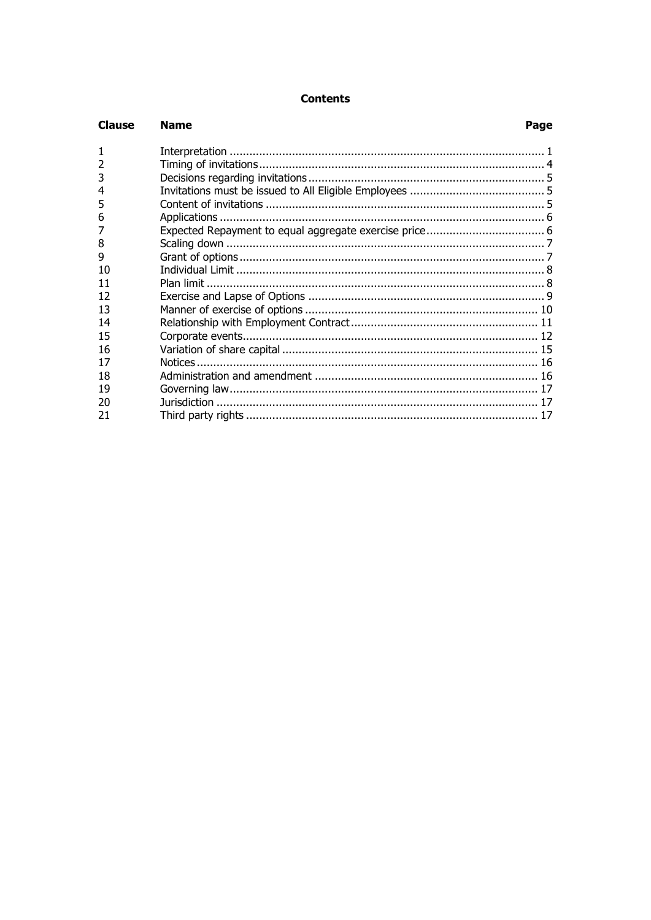# Contents

| Clause | Name | Page |
|---|---|---|
| 1 | Interpretation | 1 |
| 2 | Timing of invitations | 4 |
| 3 | Decisions regarding invitations | 5 |
| 4 | Invitations must be issued to All Eligible Employees | 5 |
| 5 | Content of invitations | 5 |
| 6 | Applications | 6 |
| 7 | Expected Repayment to equal aggregate exercise price | 6 |
| 8 | Scaling down | 7 |
| 9 | Grant of options | 7 |
| 10 | Individual Limit | 8 |
| 11 | Plan limit | 8 |
| 12 | Exercise and Lapse of Options | 9 |
| 13 | Manner of exercise of options | 10 |
| 14 | Relationship with Employment Contract | 11 |
| 15 | Corporate events | 12 |
| 16 | Variation of share capital | 15 |
| 17 | Notices | 16 |
| 18 | Administration and amendment | 16 |
| 19 | Governing law | 17 |
| 20 | Jurisdiction | 17 |
| 21 | Third party rights | 17 |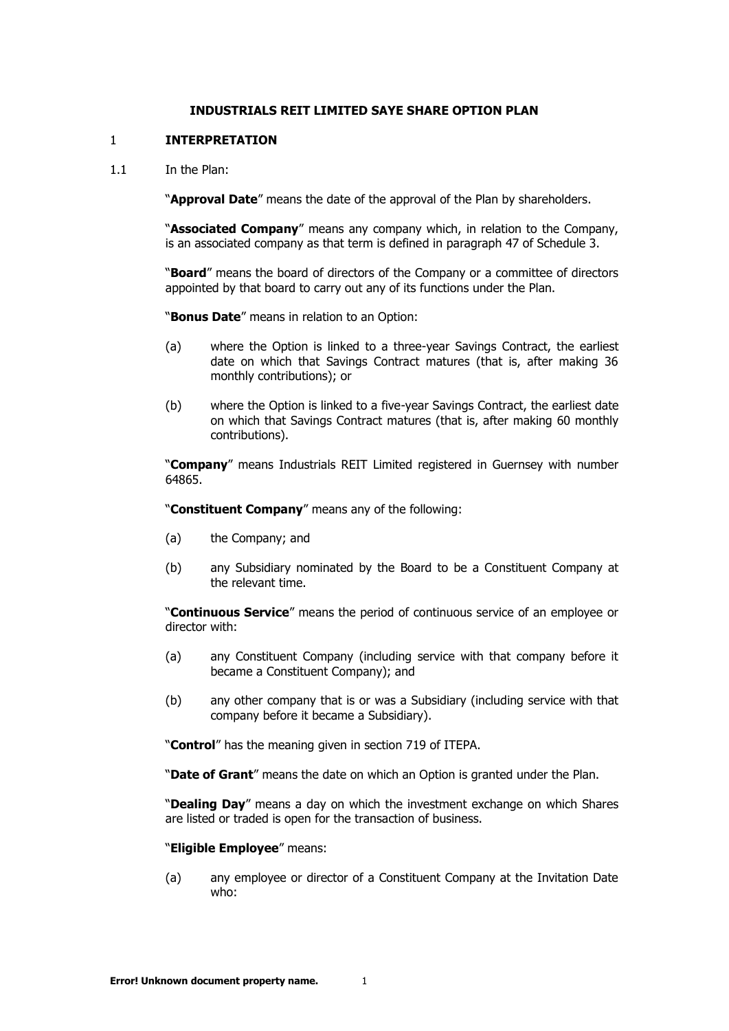**INDUSTRIALS REIT LIMITED SAYE SHARE OPTION PLAN**

## 1 INTERPRETATION

1.1 In the Plan:

"**Approval Date**" means the date of the approval of the Plan by shareholders.

"**Associated Company**" means any company which, in relation to the Company, is an associated company as that term is defined in paragraph 47 of Schedule 3.

"**Board**" means the board of directors of the Company or a committee of directors appointed by that board to carry out any of its functions under the Plan.

"**Bonus Date**" means in relation to an Option:

(a) where the Option is linked to a three-year Savings Contract, the earliest date on which that Savings Contract matures (that is, after making 36 monthly contributions); or

(b) where the Option is linked to a five-year Savings Contract, the earliest date on which that Savings Contract matures (that is, after making 60 monthly contributions).

"**Company**" means Industrials REIT Limited registered in Guernsey with number 64865.

"**Constituent Company**" means any of the following:

(a) the Company; and

(b) any Subsidiary nominated by the Board to be a Constituent Company at the relevant time.

"**Continuous Service**" means the period of continuous service of an employee or director with:

(a) any Constituent Company (including service with that company before it became a Constituent Company); and

(b) any other company that is or was a Subsidiary (including service with that company before it became a Subsidiary).

"**Control**" has the meaning given in section 719 of ITEPA.

"**Date of Grant**" means the date on which an Option is granted under the Plan.

"**Dealing Day**" means a day on which the investment exchange on which Shares are listed or traded is open for the transaction of business.

"**Eligible Employee**" means:

(a) any employee or director of a Constituent Company at the Invitation Date who: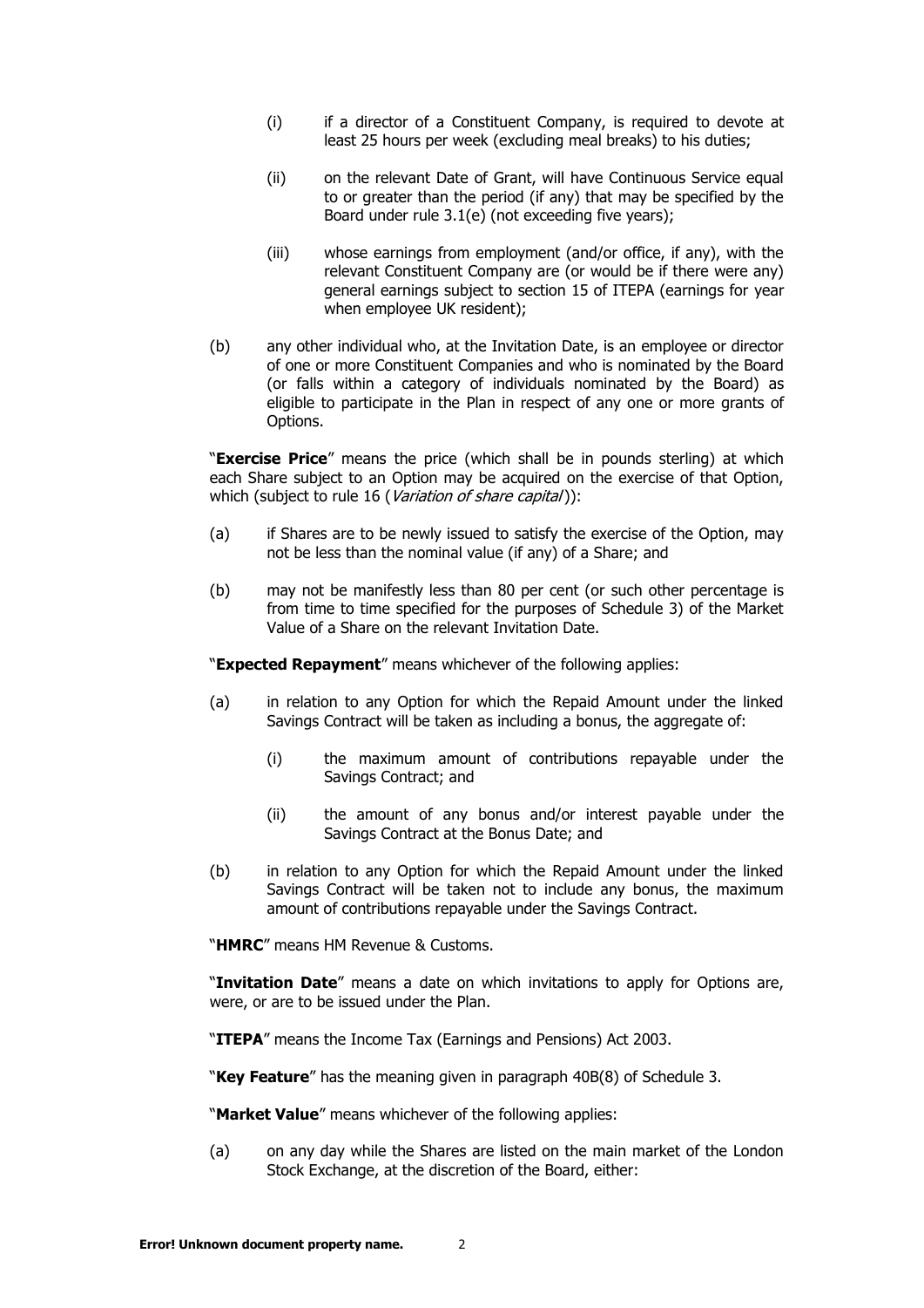(i) if a director of a Constituent Company, is required to devote at least 25 hours per week (excluding meal breaks) to his duties;

(ii) on the relevant Date of Grant, will have Continuous Service equal to or greater than the period (if any) that may be specified by the Board under rule 3.1(e) (not exceeding five years);

(iii) whose earnings from employment (and/or office, if any), with the relevant Constituent Company are (or would be if there were any) general earnings subject to section 15 of ITEPA (earnings for year when employee UK resident);

(b) any other individual who, at the Invitation Date, is an employee or director of one or more Constituent Companies and who is nominated by the Board (or falls within a category of individuals nominated by the Board) as eligible to participate in the Plan in respect of any one or more grants of Options.

"**Exercise Price**" means the price (which shall be in pounds sterling) at which each Share subject to an Option may be acquired on the exercise of that Option, which (subject to rule 16 (*Variation of share capital*)):

(a) if Shares are to be newly issued to satisfy the exercise of the Option, may not be less than the nominal value (if any) of a Share; and

(b) may not be manifestly less than 80 per cent (or such other percentage is from time to time specified for the purposes of Schedule 3) of the Market Value of a Share on the relevant Invitation Date.

"**Expected Repayment**" means whichever of the following applies:

(a) in relation to any Option for which the Repaid Amount under the linked Savings Contract will be taken as including a bonus, the aggregate of:

(i) the maximum amount of contributions repayable under the Savings Contract; and

(ii) the amount of any bonus and/or interest payable under the Savings Contract at the Bonus Date; and

(b) in relation to any Option for which the Repaid Amount under the linked Savings Contract will be taken not to include any bonus, the maximum amount of contributions repayable under the Savings Contract.

"**HMRC**" means HM Revenue & Customs.

"**Invitation Date**" means a date on which invitations to apply for Options are, were, or are to be issued under the Plan.

"**ITEPA**" means the Income Tax (Earnings and Pensions) Act 2003.

"**Key Feature**" has the meaning given in paragraph 40B(8) of Schedule 3.

"**Market Value**" means whichever of the following applies:

(a) on any day while the Shares are listed on the main market of the London Stock Exchange, at the discretion of the Board, either: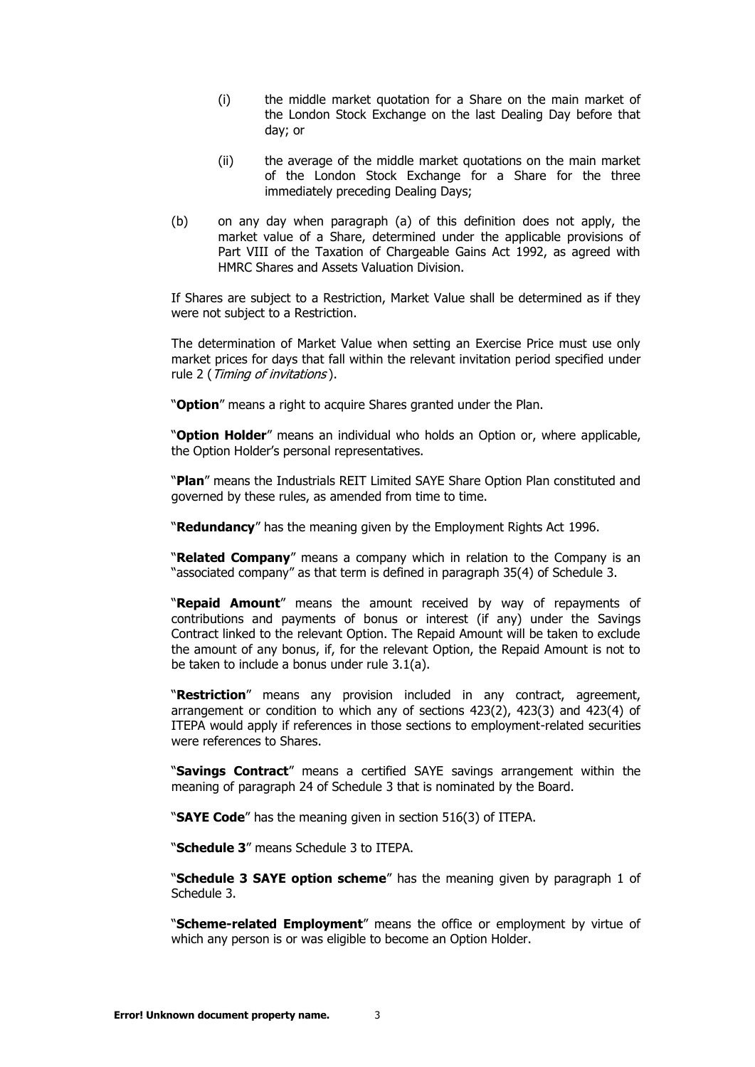(i) the middle market quotation for a Share on the main market of the London Stock Exchange on the last Dealing Day before that day; or

(ii) the average of the middle market quotations on the main market of the London Stock Exchange for a Share for the three immediately preceding Dealing Days;

(b) on any day when paragraph (a) of this definition does not apply, the market value of a Share, determined under the applicable provisions of Part VIII of the Taxation of Chargeable Gains Act 1992, as agreed with HMRC Shares and Assets Valuation Division.

If Shares are subject to a Restriction, Market Value shall be determined as if they were not subject to a Restriction.

The determination of Market Value when setting an Exercise Price must use only market prices for days that fall within the relevant invitation period specified under rule 2 (*Timing of invitations*).

"**Option**" means a right to acquire Shares granted under the Plan.

"**Option Holder**" means an individual who holds an Option or, where applicable, the Option Holder's personal representatives.

"**Plan**" means the Industrials REIT Limited SAYE Share Option Plan constituted and governed by these rules, as amended from time to time.

"**Redundancy**" has the meaning given by the Employment Rights Act 1996.

"**Related Company**" means a company which in relation to the Company is an "associated company" as that term is defined in paragraph 35(4) of Schedule 3.

"**Repaid Amount**" means the amount received by way of repayments of contributions and payments of bonus or interest (if any) under the Savings Contract linked to the relevant Option. The Repaid Amount will be taken to exclude the amount of any bonus, if, for the relevant Option, the Repaid Amount is not to be taken to include a bonus under rule 3.1(a).

"**Restriction**" means any provision included in any contract, agreement, arrangement or condition to which any of sections 423(2), 423(3) and 423(4) of ITEPA would apply if references in those sections to employment-related securities were references to Shares.

"**Savings Contract**" means a certified SAYE savings arrangement within the meaning of paragraph 24 of Schedule 3 that is nominated by the Board.

"**SAYE Code**" has the meaning given in section 516(3) of ITEPA.

"**Schedule 3**" means Schedule 3 to ITEPA.

"**Schedule 3 SAYE option scheme**" has the meaning given by paragraph 1 of Schedule 3.

"**Scheme-related Employment**" means the office or employment by virtue of which any person is or was eligible to become an Option Holder.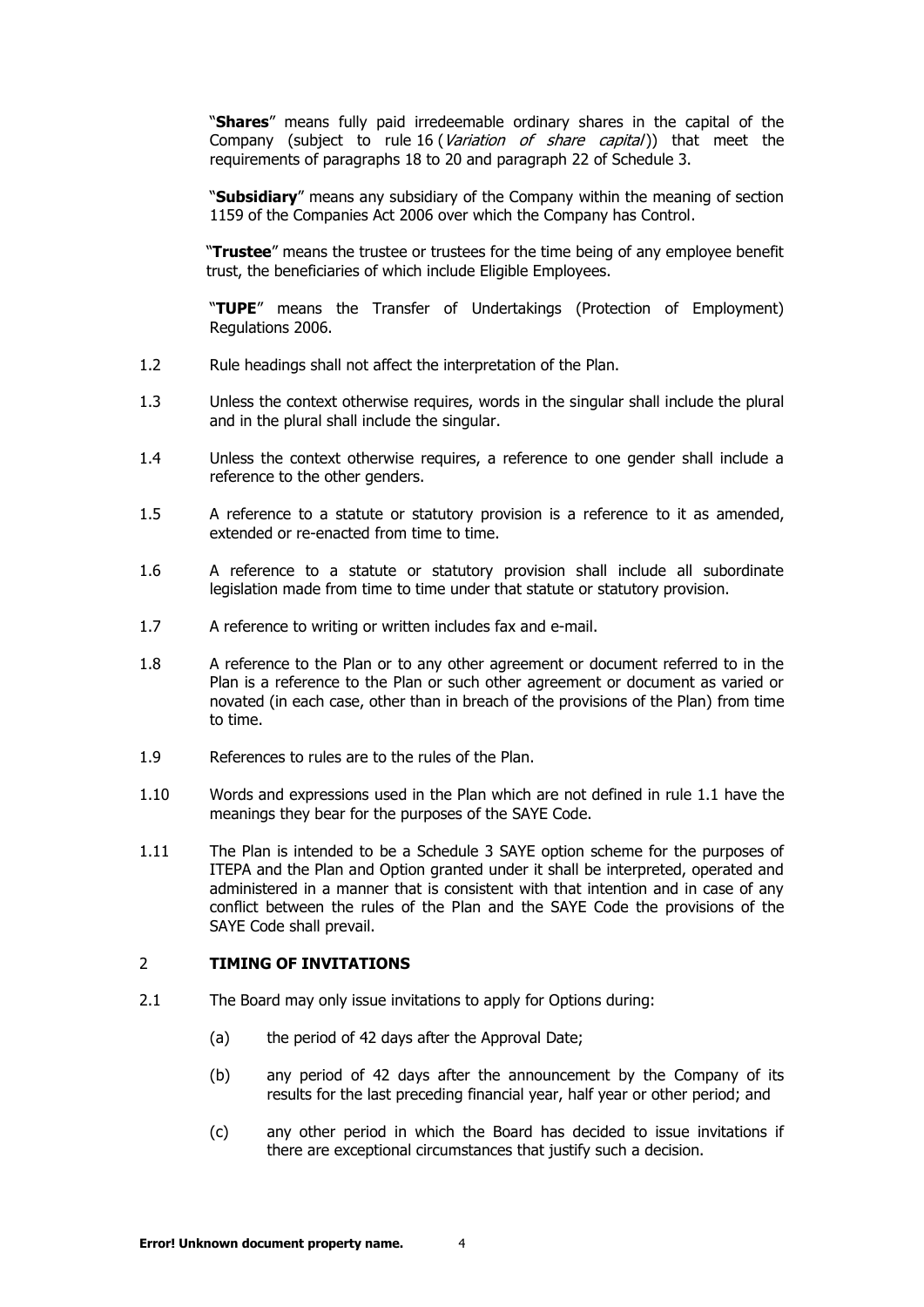"**Shares**" means fully paid irredeemable ordinary shares in the capital of the Company (subject to rule 16 (*Variation of share capital*)) that meet the requirements of paragraphs 18 to 20 and paragraph 22 of Schedule 3.

"**Subsidiary**" means any subsidiary of the Company within the meaning of section 1159 of the Companies Act 2006 over which the Company has Control.

"**Trustee**" means the trustee or trustees for the time being of any employee benefit trust, the beneficiaries of which include Eligible Employees.

"**TUPE**" means the Transfer of Undertakings (Protection of Employment) Regulations 2006.

1.2 Rule headings shall not affect the interpretation of the Plan.

1.3 Unless the context otherwise requires, words in the singular shall include the plural and in the plural shall include the singular.

1.4 Unless the context otherwise requires, a reference to one gender shall include a reference to the other genders.

1.5 A reference to a statute or statutory provision is a reference to it as amended, extended or re-enacted from time to time.

1.6 A reference to a statute or statutory provision shall include all subordinate legislation made from time to time under that statute or statutory provision.

1.7 A reference to writing or written includes fax and e-mail.

1.8 A reference to the Plan or to any other agreement or document referred to in the Plan is a reference to the Plan or such other agreement or document as varied or novated (in each case, other than in breach of the provisions of the Plan) from time to time.

1.9 References to rules are to the rules of the Plan.

1.10 Words and expressions used in the Plan which are not defined in rule 1.1 have the meanings they bear for the purposes of the SAYE Code.

1.11 The Plan is intended to be a Schedule 3 SAYE option scheme for the purposes of ITEPA and the Plan and Option granted under it shall be interpreted, operated and administered in a manner that is consistent with that intention and in case of any conflict between the rules of the Plan and the SAYE Code the provisions of the SAYE Code shall prevail.

## 2 TIMING OF INVITATIONS

2.1 The Board may only issue invitations to apply for Options during:

(a) the period of 42 days after the Approval Date;

(b) any period of 42 days after the announcement by the Company of its results for the last preceding financial year, half year or other period; and

(c) any other period in which the Board has decided to issue invitations if there are exceptional circumstances that justify such a decision.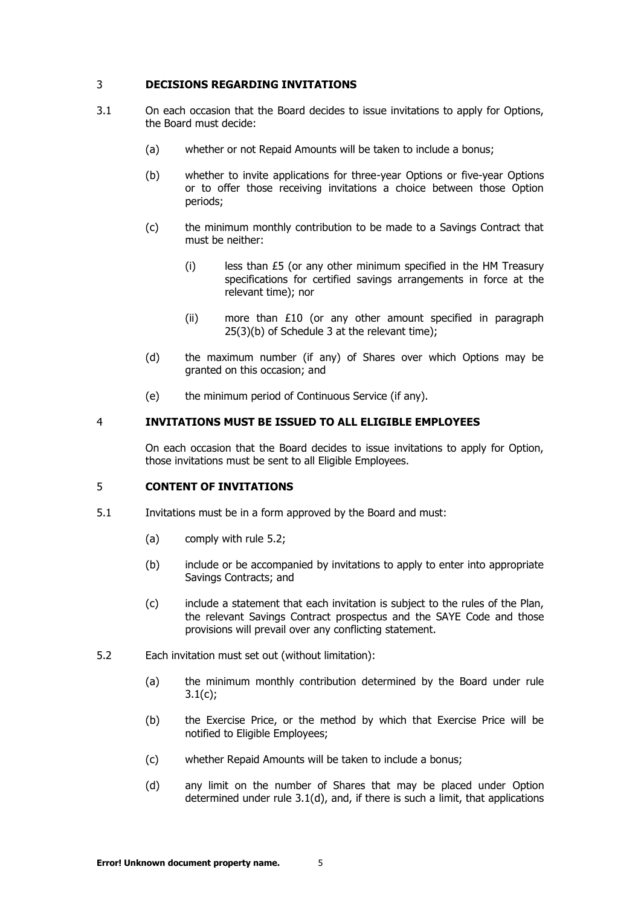## 3 DECISIONS REGARDING INVITATIONS

3.1 On each occasion that the Board decides to issue invitations to apply for Options, the Board must decide:

(a) whether or not Repaid Amounts will be taken to include a bonus;

(b) whether to invite applications for three-year Options or five-year Options or to offer those receiving invitations a choice between those Option periods;

(c) the minimum monthly contribution to be made to a Savings Contract that must be neither:

(i) less than £5 (or any other minimum specified in the HM Treasury specifications for certified savings arrangements in force at the relevant time); nor

(ii) more than £10 (or any other amount specified in paragraph 25(3)(b) of Schedule 3 at the relevant time);

(d) the maximum number (if any) of Shares over which Options may be granted on this occasion; and

(e) the minimum period of Continuous Service (if any).

## 4 INVITATIONS MUST BE ISSUED TO ALL ELIGIBLE EMPLOYEES

On each occasion that the Board decides to issue invitations to apply for Option, those invitations must be sent to all Eligible Employees.

## 5 CONTENT OF INVITATIONS

5.1 Invitations must be in a form approved by the Board and must:

(a) comply with rule 5.2;

(b) include or be accompanied by invitations to apply to enter into appropriate Savings Contracts; and

(c) include a statement that each invitation is subject to the rules of the Plan, the relevant Savings Contract prospectus and the SAYE Code and those provisions will prevail over any conflicting statement.

5.2 Each invitation must set out (without limitation):

(a) the minimum monthly contribution determined by the Board under rule 3.1(c);

(b) the Exercise Price, or the method by which that Exercise Price will be notified to Eligible Employees;

(c) whether Repaid Amounts will be taken to include a bonus;

(d) any limit on the number of Shares that may be placed under Option determined under rule 3.1(d), and, if there is such a limit, that applications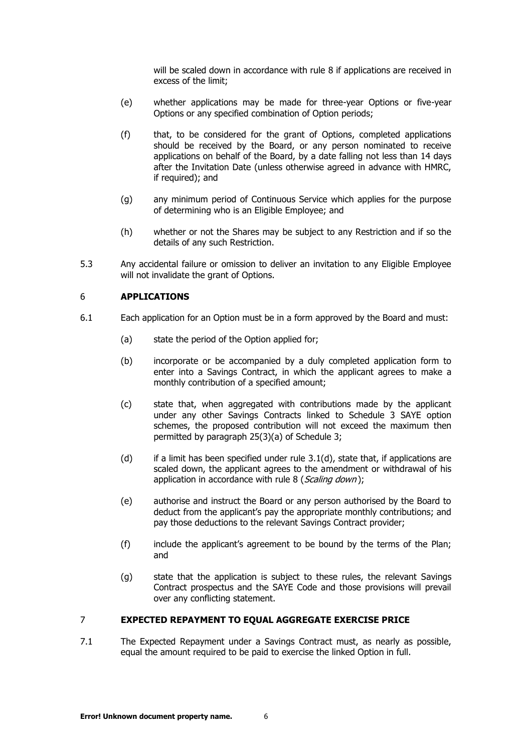will be scaled down in accordance with rule 8 if applications are received in excess of the limit;

(e) whether applications may be made for three-year Options or five-year Options or any specified combination of Option periods;

(f) that, to be considered for the grant of Options, completed applications should be received by the Board, or any person nominated to receive applications on behalf of the Board, by a date falling not less than 14 days after the Invitation Date (unless otherwise agreed in advance with HMRC, if required); and

(g) any minimum period of Continuous Service which applies for the purpose of determining who is an Eligible Employee; and

(h) whether or not the Shares may be subject to any Restriction and if so the details of any such Restriction.

5.3 Any accidental failure or omission to deliver an invitation to any Eligible Employee will not invalidate the grant of Options.

## 6 APPLICATIONS

6.1 Each application for an Option must be in a form approved by the Board and must:

(a) state the period of the Option applied for;

(b) incorporate or be accompanied by a duly completed application form to enter into a Savings Contract, in which the applicant agrees to make a monthly contribution of a specified amount;

(c) state that, when aggregated with contributions made by the applicant under any other Savings Contracts linked to Schedule 3 SAYE option schemes, the proposed contribution will not exceed the maximum then permitted by paragraph 25(3)(a) of Schedule 3;

(d) if a limit has been specified under rule 3.1(d), state that, if applications are scaled down, the applicant agrees to the amendment or withdrawal of his application in accordance with rule 8 (*Scaling down*);

(e) authorise and instruct the Board or any person authorised by the Board to deduct from the applicant's pay the appropriate monthly contributions; and pay those deductions to the relevant Savings Contract provider;

(f) include the applicant's agreement to be bound by the terms of the Plan; and

(g) state that the application is subject to these rules, the relevant Savings Contract prospectus and the SAYE Code and those provisions will prevail over any conflicting statement.

## 7 EXPECTED REPAYMENT TO EQUAL AGGREGATE EXERCISE PRICE

7.1 The Expected Repayment under a Savings Contract must, as nearly as possible, equal the amount required to be paid to exercise the linked Option in full.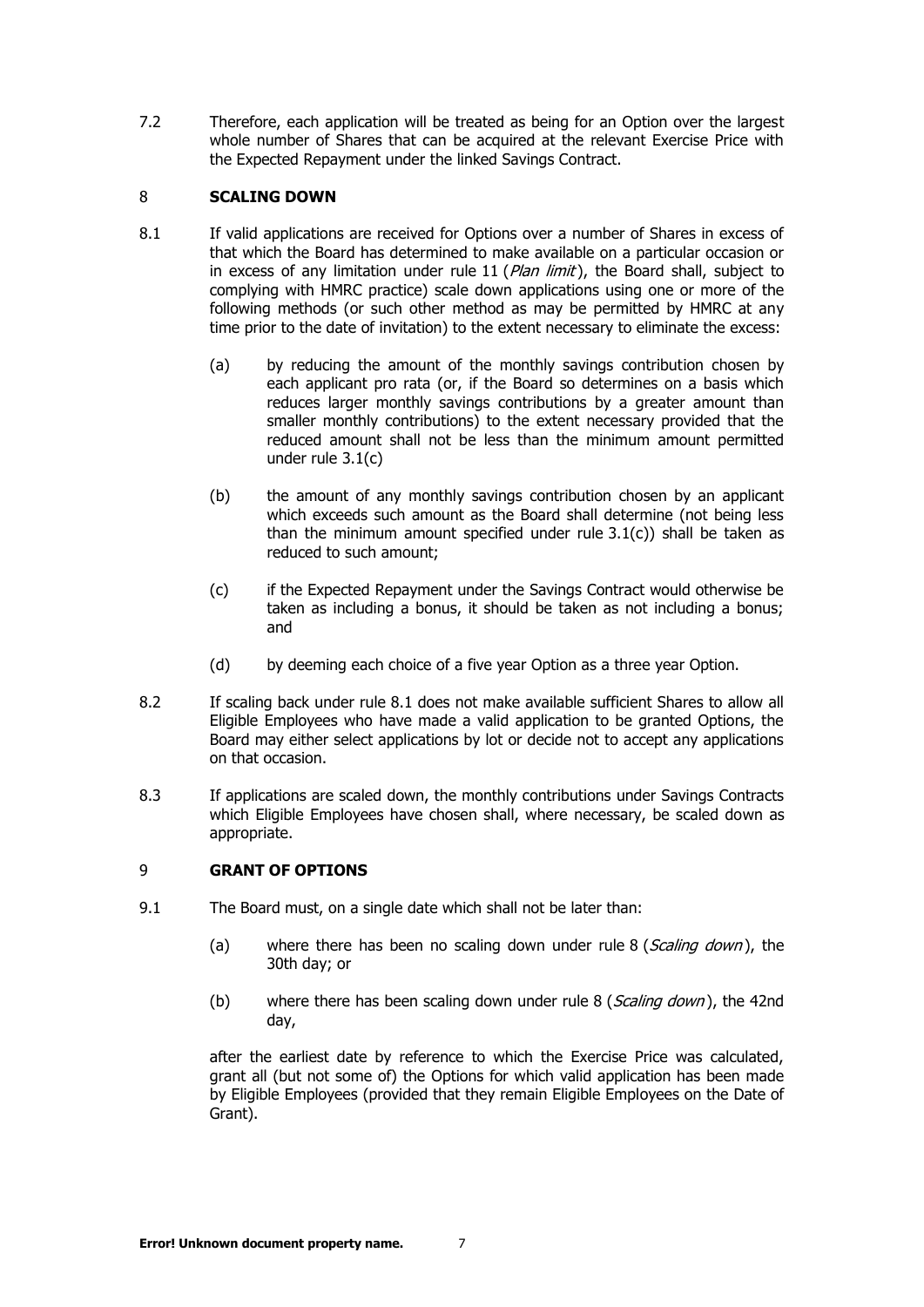7.2 Therefore, each application will be treated as being for an Option over the largest whole number of Shares that can be acquired at the relevant Exercise Price with the Expected Repayment under the linked Savings Contract.

## 8 SCALING DOWN

8.1 If valid applications are received for Options over a number of Shares in excess of that which the Board has determined to make available on a particular occasion or in excess of any limitation under rule 11 (*Plan limit*), the Board shall, subject to complying with HMRC practice) scale down applications using one or more of the following methods (or such other method as may be permitted by HMRC at any time prior to the date of invitation) to the extent necessary to eliminate the excess:

  (a) by reducing the amount of the monthly savings contribution chosen by each applicant pro rata (or, if the Board so determines on a basis which reduces larger monthly savings contributions by a greater amount than smaller monthly contributions) to the extent necessary provided that the reduced amount shall not be less than the minimum amount permitted under rule 3.1(c)

  (b) the amount of any monthly savings contribution chosen by an applicant which exceeds such amount as the Board shall determine (not being less than the minimum amount specified under rule 3.1(c)) shall be taken as reduced to such amount;

  (c) if the Expected Repayment under the Savings Contract would otherwise be taken as including a bonus, it should be taken as not including a bonus; and

  (d) by deeming each choice of a five year Option as a three year Option.

8.2 If scaling back under rule 8.1 does not make available sufficient Shares to allow all Eligible Employees who have made a valid application to be granted Options, the Board may either select applications by lot or decide not to accept any applications on that occasion.

8.3 If applications are scaled down, the monthly contributions under Savings Contracts which Eligible Employees have chosen shall, where necessary, be scaled down as appropriate.

## 9 GRANT OF OPTIONS

9.1 The Board must, on a single date which shall not be later than:

  (a) where there has been no scaling down under rule 8 (*Scaling down*), the 30th day; or

  (b) where there has been scaling down under rule 8 (*Scaling down*), the 42nd day,

after the earliest date by reference to which the Exercise Price was calculated, grant all (but not some of) the Options for which valid application has been made by Eligible Employees (provided that they remain Eligible Employees on the Date of Grant).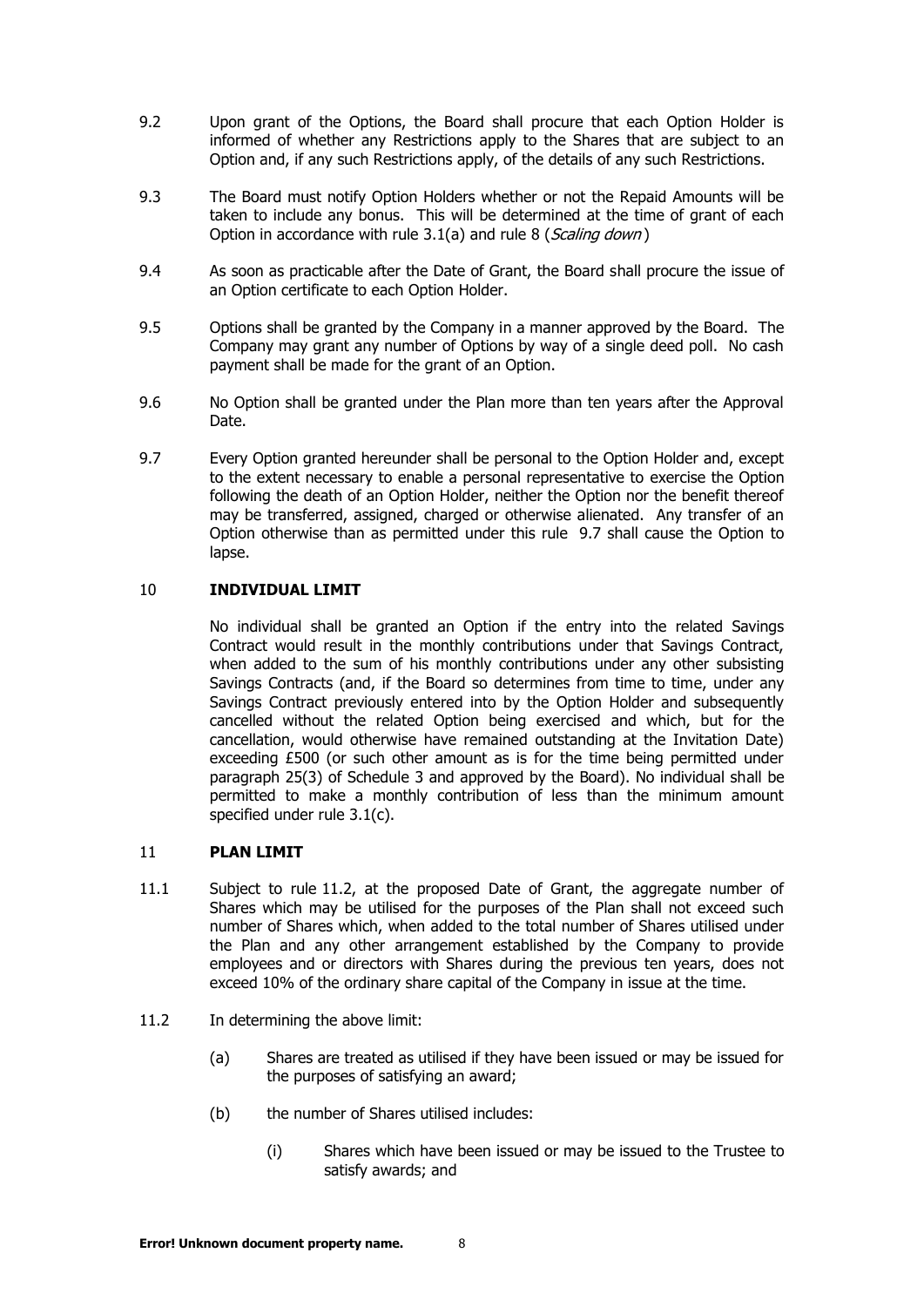9.2 Upon grant of the Options, the Board shall procure that each Option Holder is informed of whether any Restrictions apply to the Shares that are subject to an Option and, if any such Restrictions apply, of the details of any such Restrictions.

9.3 The Board must notify Option Holders whether or not the Repaid Amounts will be taken to include any bonus. This will be determined at the time of grant of each Option in accordance with rule 3.1(a) and rule 8 (*Scaling down*)

9.4 As soon as practicable after the Date of Grant, the Board shall procure the issue of an Option certificate to each Option Holder.

9.5 Options shall be granted by the Company in a manner approved by the Board. The Company may grant any number of Options by way of a single deed poll. No cash payment shall be made for the grant of an Option.

9.6 No Option shall be granted under the Plan more than ten years after the Approval Date.

9.7 Every Option granted hereunder shall be personal to the Option Holder and, except to the extent necessary to enable a personal representative to exercise the Option following the death of an Option Holder, neither the Option nor the benefit thereof may be transferred, assigned, charged or otherwise alienated. Any transfer of an Option otherwise than as permitted under this rule 9.7 shall cause the Option to lapse.

## 10 INDIVIDUAL LIMIT

No individual shall be granted an Option if the entry into the related Savings Contract would result in the monthly contributions under that Savings Contract, when added to the sum of his monthly contributions under any other subsisting Savings Contracts (and, if the Board so determines from time to time, under any Savings Contract previously entered into by the Option Holder and subsequently cancelled without the related Option being exercised and which, but for the cancellation, would otherwise have remained outstanding at the Invitation Date) exceeding £500 (or such other amount as is for the time being permitted under paragraph 25(3) of Schedule 3 and approved by the Board). No individual shall be permitted to make a monthly contribution of less than the minimum amount specified under rule 3.1(c).

## 11 PLAN LIMIT

11.1 Subject to rule 11.2, at the proposed Date of Grant, the aggregate number of Shares which may be utilised for the purposes of the Plan shall not exceed such number of Shares which, when added to the total number of Shares utilised under the Plan and any other arrangement established by the Company to provide employees and or directors with Shares during the previous ten years, does not exceed 10% of the ordinary share capital of the Company in issue at the time.

11.2 In determining the above limit:

(a) Shares are treated as utilised if they have been issued or may be issued for the purposes of satisfying an award;

(b) the number of Shares utilised includes:

(i) Shares which have been issued or may be issued to the Trustee to satisfy awards; and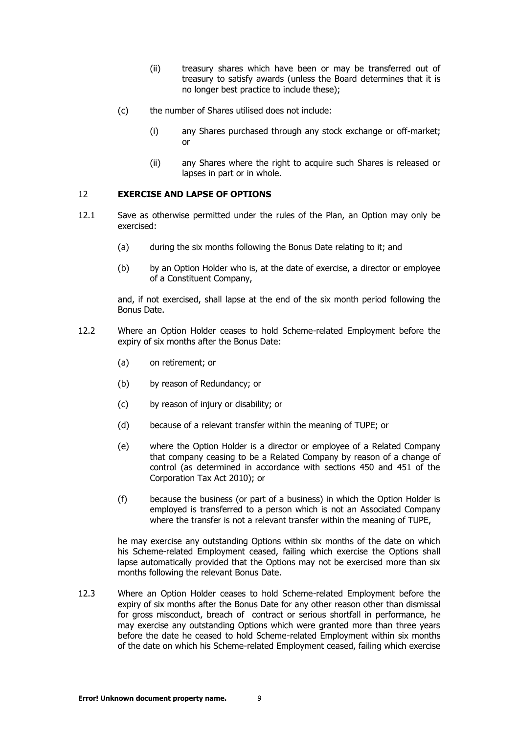(ii) treasury shares which have been or may be transferred out of treasury to satisfy awards (unless the Board determines that it is no longer best practice to include these);

(c) the number of Shares utilised does not include:

(i) any Shares purchased through any stock exchange or off-market; or

(ii) any Shares where the right to acquire such Shares is released or lapses in part or in whole.

## 12 EXERCISE AND LAPSE OF OPTIONS

12.1 Save as otherwise permitted under the rules of the Plan, an Option may only be exercised:

(a) during the six months following the Bonus Date relating to it; and

(b) by an Option Holder who is, at the date of exercise, a director or employee of a Constituent Company,

and, if not exercised, shall lapse at the end of the six month period following the Bonus Date.

12.2 Where an Option Holder ceases to hold Scheme-related Employment before the expiry of six months after the Bonus Date:

(a) on retirement; or

(b) by reason of Redundancy; or

(c) by reason of injury or disability; or

(d) because of a relevant transfer within the meaning of TUPE; or

(e) where the Option Holder is a director or employee of a Related Company that company ceasing to be a Related Company by reason of a change of control (as determined in accordance with sections 450 and 451 of the Corporation Tax Act 2010); or

(f) because the business (or part of a business) in which the Option Holder is employed is transferred to a person which is not an Associated Company where the transfer is not a relevant transfer within the meaning of TUPE,

he may exercise any outstanding Options within six months of the date on which his Scheme-related Employment ceased, failing which exercise the Options shall lapse automatically provided that the Options may not be exercised more than six months following the relevant Bonus Date.

12.3 Where an Option Holder ceases to hold Scheme-related Employment before the expiry of six months after the Bonus Date for any other reason other than dismissal for gross misconduct, breach of contract or serious shortfall in performance, he may exercise any outstanding Options which were granted more than three years before the date he ceased to hold Scheme-related Employment within six months of the date on which his Scheme-related Employment ceased, failing which exercise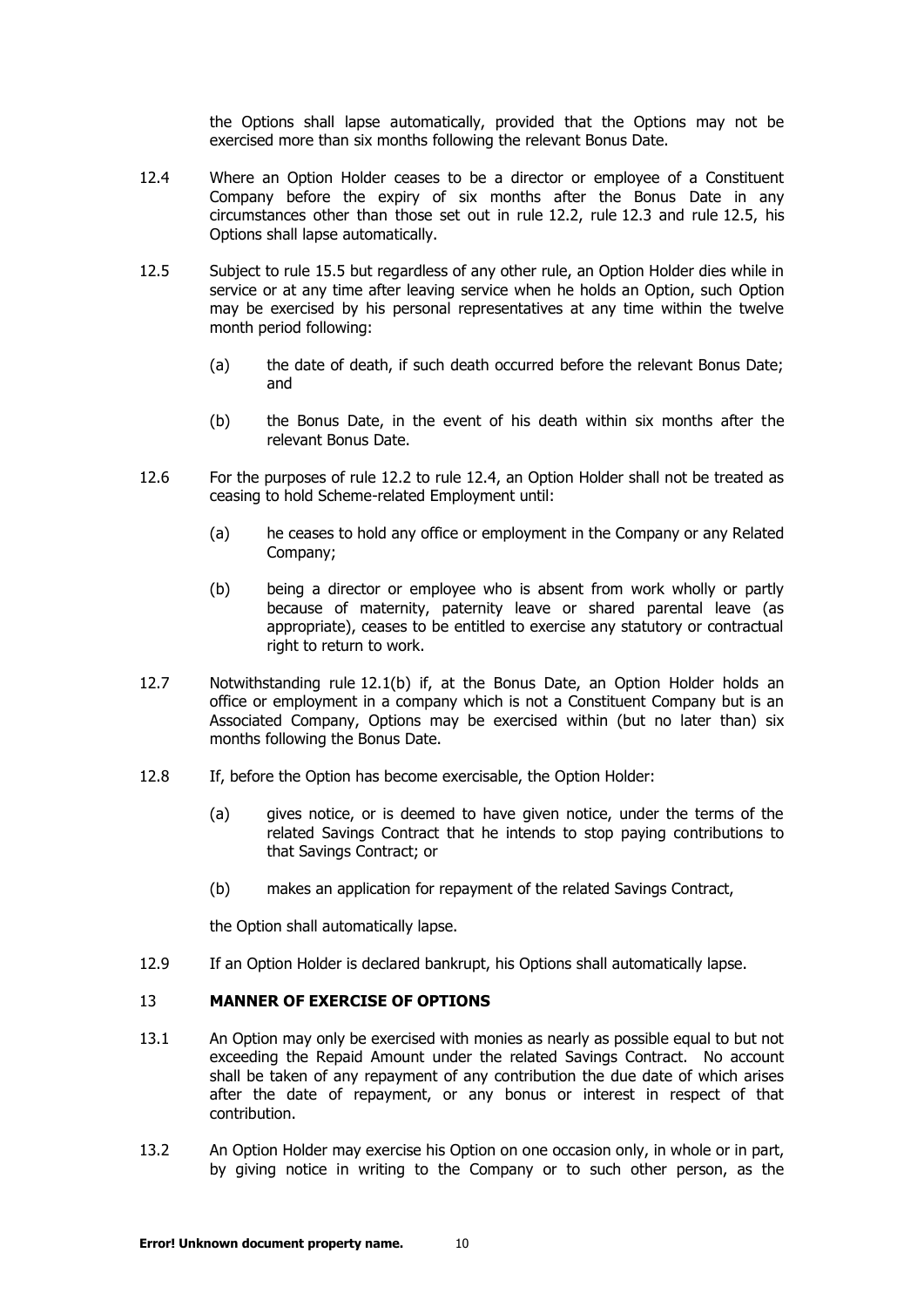the Options shall lapse automatically, provided that the Options may not be exercised more than six months following the relevant Bonus Date.

12.4 Where an Option Holder ceases to be a director or employee of a Constituent Company before the expiry of six months after the Bonus Date in any circumstances other than those set out in rule 12.2, rule 12.3 and rule 12.5, his Options shall lapse automatically.

12.5 Subject to rule 15.5 but regardless of any other rule, an Option Holder dies while in service or at any time after leaving service when he holds an Option, such Option may be exercised by his personal representatives at any time within the twelve month period following:

(a) the date of death, if such death occurred before the relevant Bonus Date; and

(b) the Bonus Date, in the event of his death within six months after the relevant Bonus Date.

12.6 For the purposes of rule 12.2 to rule 12.4, an Option Holder shall not be treated as ceasing to hold Scheme-related Employment until:

(a) he ceases to hold any office or employment in the Company or any Related Company;

(b) being a director or employee who is absent from work wholly or partly because of maternity, paternity leave or shared parental leave (as appropriate), ceases to be entitled to exercise any statutory or contractual right to return to work.

12.7 Notwithstanding rule 12.1(b) if, at the Bonus Date, an Option Holder holds an office or employment in a company which is not a Constituent Company but is an Associated Company, Options may be exercised within (but no later than) six months following the Bonus Date.

12.8 If, before the Option has become exercisable, the Option Holder:

(a) gives notice, or is deemed to have given notice, under the terms of the related Savings Contract that he intends to stop paying contributions to that Savings Contract; or

(b) makes an application for repayment of the related Savings Contract,

the Option shall automatically lapse.

12.9 If an Option Holder is declared bankrupt, his Options shall automatically lapse.

## 13 MANNER OF EXERCISE OF OPTIONS

13.1 An Option may only be exercised with monies as nearly as possible equal to but not exceeding the Repaid Amount under the related Savings Contract. No account shall be taken of any repayment of any contribution the due date of which arises after the date of repayment, or any bonus or interest in respect of that contribution.

13.2 An Option Holder may exercise his Option on one occasion only, in whole or in part, by giving notice in writing to the Company or to such other person, as the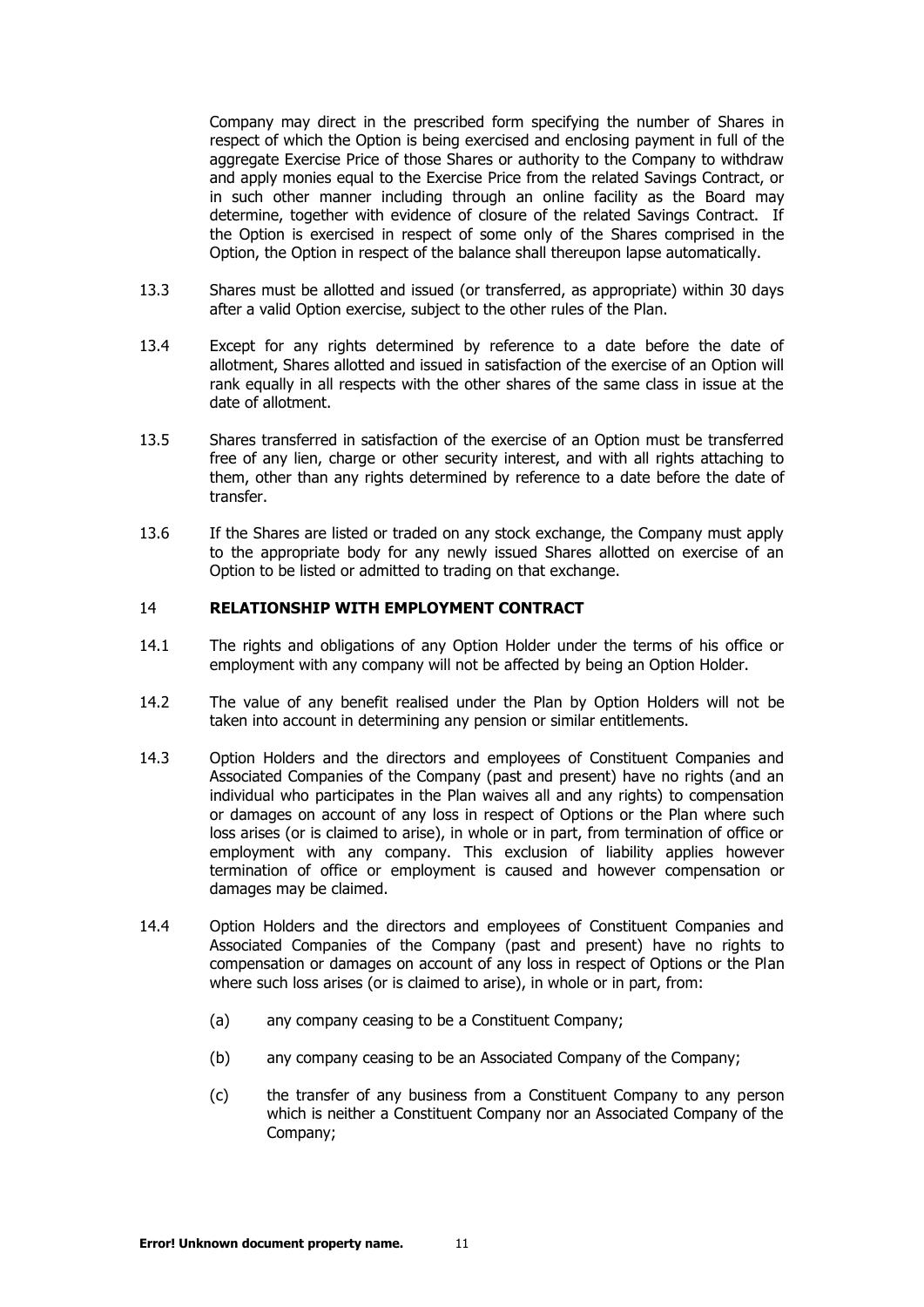Company may direct in the prescribed form specifying the number of Shares in respect of which the Option is being exercised and enclosing payment in full of the aggregate Exercise Price of those Shares or authority to the Company to withdraw and apply monies equal to the Exercise Price from the related Savings Contract, or in such other manner including through an online facility as the Board may determine, together with evidence of closure of the related Savings Contract. If the Option is exercised in respect of some only of the Shares comprised in the Option, the Option in respect of the balance shall thereupon lapse automatically.

13.3 Shares must be allotted and issued (or transferred, as appropriate) within 30 days after a valid Option exercise, subject to the other rules of the Plan.

13.4 Except for any rights determined by reference to a date before the date of allotment, Shares allotted and issued in satisfaction of the exercise of an Option will rank equally in all respects with the other shares of the same class in issue at the date of allotment.

13.5 Shares transferred in satisfaction of the exercise of an Option must be transferred free of any lien, charge or other security interest, and with all rights attaching to them, other than any rights determined by reference to a date before the date of transfer.

13.6 If the Shares are listed or traded on any stock exchange, the Company must apply to the appropriate body for any newly issued Shares allotted on exercise of an Option to be listed or admitted to trading on that exchange.

## 14 RELATIONSHIP WITH EMPLOYMENT CONTRACT

14.1 The rights and obligations of any Option Holder under the terms of his office or employment with any company will not be affected by being an Option Holder.

14.2 The value of any benefit realised under the Plan by Option Holders will not be taken into account in determining any pension or similar entitlements.

14.3 Option Holders and the directors and employees of Constituent Companies and Associated Companies of the Company (past and present) have no rights (and an individual who participates in the Plan waives all and any rights) to compensation or damages on account of any loss in respect of Options or the Plan where such loss arises (or is claimed to arise), in whole or in part, from termination of office or employment with any company. This exclusion of liability applies however termination of office or employment is caused and however compensation or damages may be claimed.

14.4 Option Holders and the directors and employees of Constituent Companies and Associated Companies of the Company (past and present) have no rights to compensation or damages on account of any loss in respect of Options or the Plan where such loss arises (or is claimed to arise), in whole or in part, from:

(a) any company ceasing to be a Constituent Company;

(b) any company ceasing to be an Associated Company of the Company;

(c) the transfer of any business from a Constituent Company to any person which is neither a Constituent Company nor an Associated Company of the Company;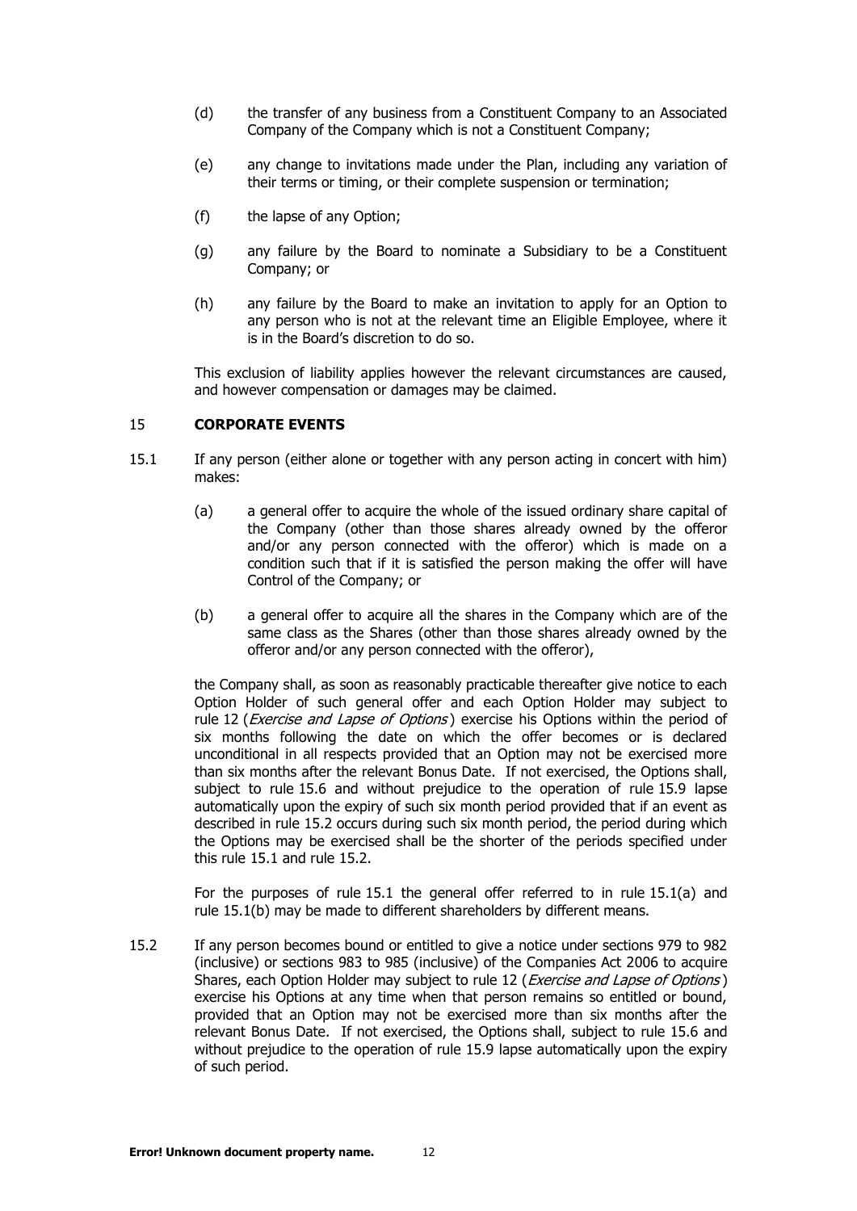(d) the transfer of any business from a Constituent Company to an Associated Company of the Company which is not a Constituent Company;

(e) any change to invitations made under the Plan, including any variation of their terms or timing, or their complete suspension or termination;

(f) the lapse of any Option;

(g) any failure by the Board to nominate a Subsidiary to be a Constituent Company; or

(h) any failure by the Board to make an invitation to apply for an Option to any person who is not at the relevant time an Eligible Employee, where it is in the Board's discretion to do so.

This exclusion of liability applies however the relevant circumstances are caused, and however compensation or damages may be claimed.

## 15 CORPORATE EVENTS

15.1 If any person (either alone or together with any person acting in concert with him) makes:

(a) a general offer to acquire the whole of the issued ordinary share capital of the Company (other than those shares already owned by the offeror and/or any person connected with the offeror) which is made on a condition such that if it is satisfied the person making the offer will have Control of the Company; or

(b) a general offer to acquire all the shares in the Company which are of the same class as the Shares (other than those shares already owned by the offeror and/or any person connected with the offeror),

the Company shall, as soon as reasonably practicable thereafter give notice to each Option Holder of such general offer and each Option Holder may subject to rule 12 (*Exercise and Lapse of Options*) exercise his Options within the period of six months following the date on which the offer becomes or is declared unconditional in all respects provided that an Option may not be exercised more than six months after the relevant Bonus Date. If not exercised, the Options shall, subject to rule 15.6 and without prejudice to the operation of rule 15.9 lapse automatically upon the expiry of such six month period provided that if an event as described in rule 15.2 occurs during such six month period, the period during which the Options may be exercised shall be the shorter of the periods specified under this rule 15.1 and rule 15.2.

For the purposes of rule 15.1 the general offer referred to in rule 15.1(a) and rule 15.1(b) may be made to different shareholders by different means.

15.2 If any person becomes bound or entitled to give a notice under sections 979 to 982 (inclusive) or sections 983 to 985 (inclusive) of the Companies Act 2006 to acquire Shares, each Option Holder may subject to rule 12 (*Exercise and Lapse of Options*) exercise his Options at any time when that person remains so entitled or bound, provided that an Option may not be exercised more than six months after the relevant Bonus Date. If not exercised, the Options shall, subject to rule 15.6 and without prejudice to the operation of rule 15.9 lapse automatically upon the expiry of such period.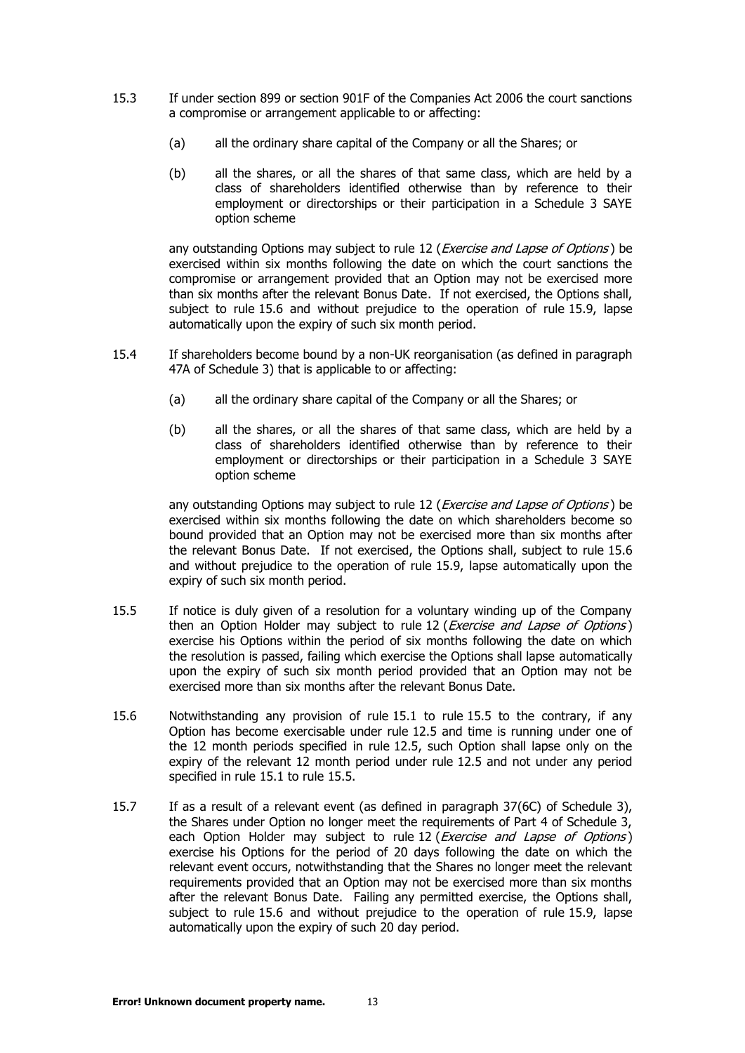15.3 If under section 899 or section 901F of the Companies Act 2006 the court sanctions a compromise or arrangement applicable to or affecting:

(a) all the ordinary share capital of the Company or all the Shares; or

(b) all the shares, or all the shares of that same class, which are held by a class of shareholders identified otherwise than by reference to their employment or directorships or their participation in a Schedule 3 SAYE option scheme

any outstanding Options may subject to rule 12 (*Exercise and Lapse of Options*) be exercised within six months following the date on which the court sanctions the compromise or arrangement provided that an Option may not be exercised more than six months after the relevant Bonus Date. If not exercised, the Options shall, subject to rule 15.6 and without prejudice to the operation of rule 15.9, lapse automatically upon the expiry of such six month period.

15.4 If shareholders become bound by a non-UK reorganisation (as defined in paragraph 47A of Schedule 3) that is applicable to or affecting:

(a) all the ordinary share capital of the Company or all the Shares; or

(b) all the shares, or all the shares of that same class, which are held by a class of shareholders identified otherwise than by reference to their employment or directorships or their participation in a Schedule 3 SAYE option scheme

any outstanding Options may subject to rule 12 (*Exercise and Lapse of Options*) be exercised within six months following the date on which shareholders become so bound provided that an Option may not be exercised more than six months after the relevant Bonus Date. If not exercised, the Options shall, subject to rule 15.6 and without prejudice to the operation of rule 15.9, lapse automatically upon the expiry of such six month period.

15.5 If notice is duly given of a resolution for a voluntary winding up of the Company then an Option Holder may subject to rule 12 (*Exercise and Lapse of Options*) exercise his Options within the period of six months following the date on which the resolution is passed, failing which exercise the Options shall lapse automatically upon the expiry of such six month period provided that an Option may not be exercised more than six months after the relevant Bonus Date.

15.6 Notwithstanding any provision of rule 15.1 to rule 15.5 to the contrary, if any Option has become exercisable under rule 12.5 and time is running under one of the 12 month periods specified in rule 12.5, such Option shall lapse only on the expiry of the relevant 12 month period under rule 12.5 and not under any period specified in rule 15.1 to rule 15.5.

15.7 If as a result of a relevant event (as defined in paragraph 37(6C) of Schedule 3), the Shares under Option no longer meet the requirements of Part 4 of Schedule 3, each Option Holder may subject to rule 12 (*Exercise and Lapse of Options*) exercise his Options for the period of 20 days following the date on which the relevant event occurs, notwithstanding that the Shares no longer meet the relevant requirements provided that an Option may not be exercised more than six months after the relevant Bonus Date. Failing any permitted exercise, the Options shall, subject to rule 15.6 and without prejudice to the operation of rule 15.9, lapse automatically upon the expiry of such 20 day period.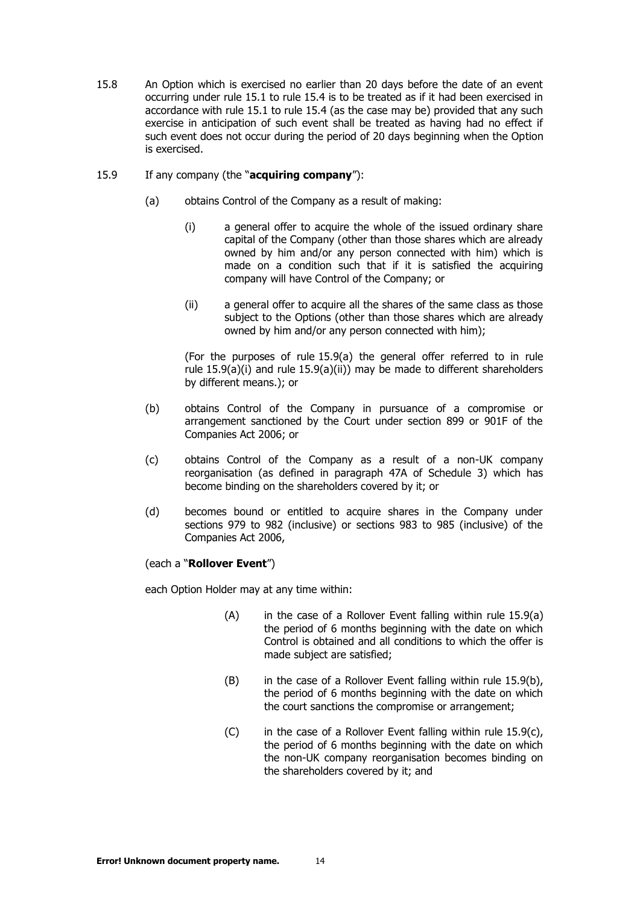15.8 An Option which is exercised no earlier than 20 days before the date of an event occurring under rule 15.1 to rule 15.4 is to be treated as if it had been exercised in accordance with rule 15.1 to rule 15.4 (as the case may be) provided that any such exercise in anticipation of such event shall be treated as having had no effect if such event does not occur during the period of 20 days beginning when the Option is exercised.

15.9 If any company (the "**acquiring company**"):

(a) obtains Control of the Company as a result of making:

(i) a general offer to acquire the whole of the issued ordinary share capital of the Company (other than those shares which are already owned by him and/or any person connected with him) which is made on a condition such that if it is satisfied the acquiring company will have Control of the Company; or

(ii) a general offer to acquire all the shares of the same class as those subject to the Options (other than those shares which are already owned by him and/or any person connected with him);

(For the purposes of rule 15.9(a) the general offer referred to in rule rule 15.9(a)(i) and rule 15.9(a)(ii)) may be made to different shareholders by different means.); or

(b) obtains Control of the Company in pursuance of a compromise or arrangement sanctioned by the Court under section 899 or 901F of the Companies Act 2006; or

(c) obtains Control of the Company as a result of a non-UK company reorganisation (as defined in paragraph 47A of Schedule 3) which has become binding on the shareholders covered by it; or

(d) becomes bound or entitled to acquire shares in the Company under sections 979 to 982 (inclusive) or sections 983 to 985 (inclusive) of the Companies Act 2006,

(each a "**Rollover Event**")

each Option Holder may at any time within:

(A) in the case of a Rollover Event falling within rule 15.9(a) the period of 6 months beginning with the date on which Control is obtained and all conditions to which the offer is made subject are satisfied;

(B) in the case of a Rollover Event falling within rule 15.9(b), the period of 6 months beginning with the date on which the court sanctions the compromise or arrangement;

(C) in the case of a Rollover Event falling within rule 15.9(c), the period of 6 months beginning with the date on which the non-UK company reorganisation becomes binding on the shareholders covered by it; and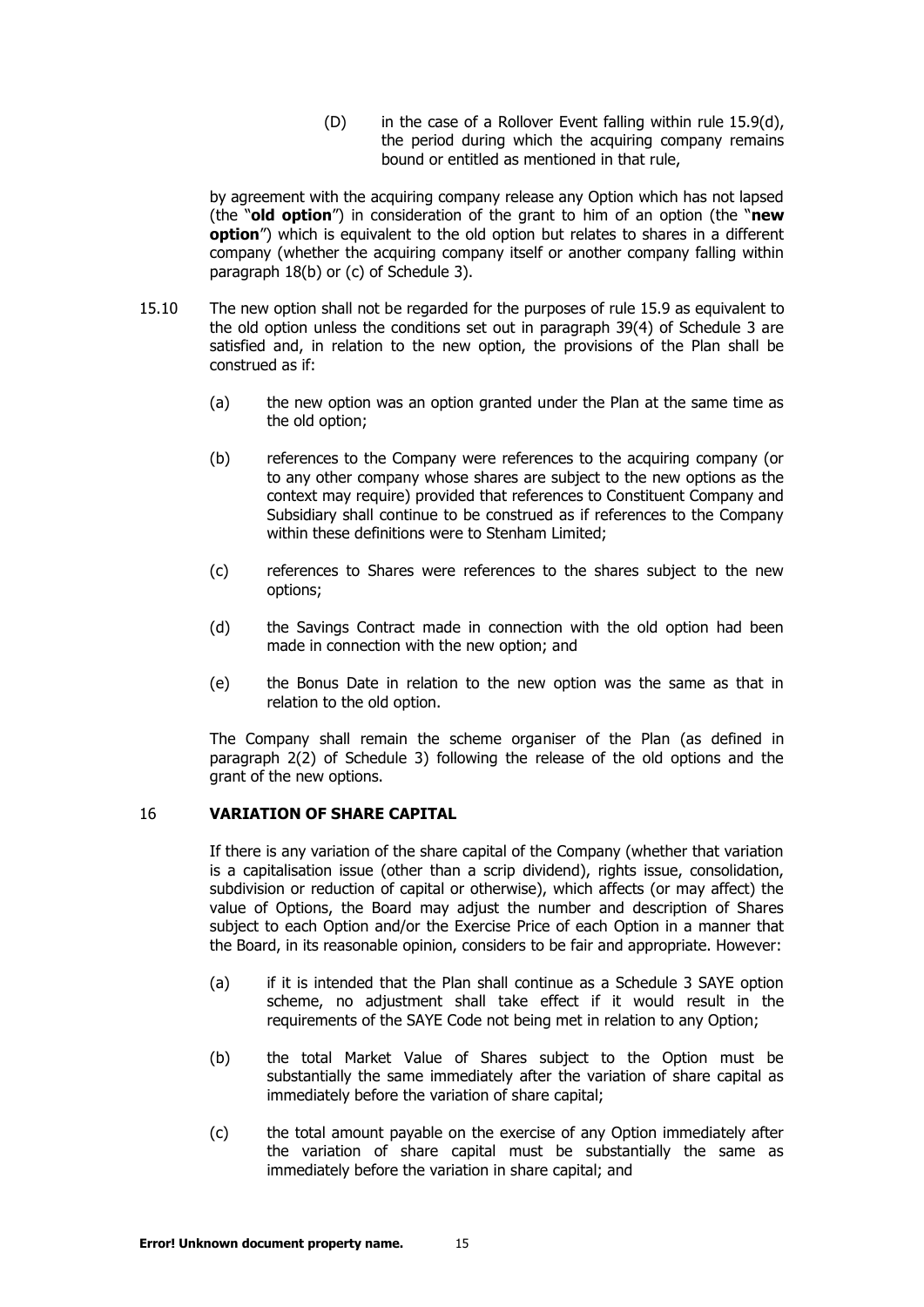(D) in the case of a Rollover Event falling within rule 15.9(d), the period during which the acquiring company remains bound or entitled as mentioned in that rule,

by agreement with the acquiring company release any Option which has not lapsed (the "**old option**") in consideration of the grant to him of an option (the "**new option**") which is equivalent to the old option but relates to shares in a different company (whether the acquiring company itself or another company falling within paragraph 18(b) or (c) of Schedule 3).

15.10 The new option shall not be regarded for the purposes of rule 15.9 as equivalent to the old option unless the conditions set out in paragraph 39(4) of Schedule 3 are satisfied and, in relation to the new option, the provisions of the Plan shall be construed as if:

(a) the new option was an option granted under the Plan at the same time as the old option;

(b) references to the Company were references to the acquiring company (or to any other company whose shares are subject to the new options as the context may require) provided that references to Constituent Company and Subsidiary shall continue to be construed as if references to the Company within these definitions were to Stenham Limited;

(c) references to Shares were references to the shares subject to the new options;

(d) the Savings Contract made in connection with the old option had been made in connection with the new option; and

(e) the Bonus Date in relation to the new option was the same as that in relation to the old option.

The Company shall remain the scheme organiser of the Plan (as defined in paragraph 2(2) of Schedule 3) following the release of the old options and the grant of the new options.

## 16 VARIATION OF SHARE CAPITAL

If there is any variation of the share capital of the Company (whether that variation is a capitalisation issue (other than a scrip dividend), rights issue, consolidation, subdivision or reduction of capital or otherwise), which affects (or may affect) the value of Options, the Board may adjust the number and description of Shares subject to each Option and/or the Exercise Price of each Option in a manner that the Board, in its reasonable opinion, considers to be fair and appropriate. However:

(a) if it is intended that the Plan shall continue as a Schedule 3 SAYE option scheme, no adjustment shall take effect if it would result in the requirements of the SAYE Code not being met in relation to any Option;

(b) the total Market Value of Shares subject to the Option must be substantially the same immediately after the variation of share capital as immediately before the variation of share capital;

(c) the total amount payable on the exercise of any Option immediately after the variation of share capital must be substantially the same as immediately before the variation in share capital; and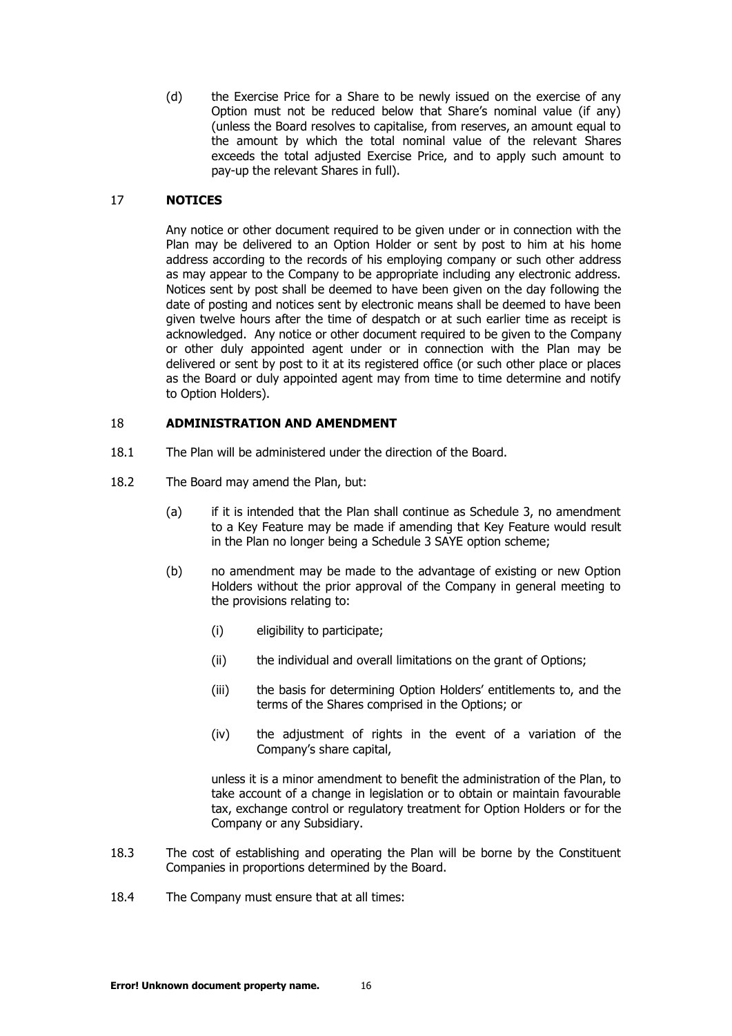(d) the Exercise Price for a Share to be newly issued on the exercise of any Option must not be reduced below that Share's nominal value (if any) (unless the Board resolves to capitalise, from reserves, an amount equal to the amount by which the total nominal value of the relevant Shares exceeds the total adjusted Exercise Price, and to apply such amount to pay-up the relevant Shares in full).

## 17 NOTICES

Any notice or other document required to be given under or in connection with the Plan may be delivered to an Option Holder or sent by post to him at his home address according to the records of his employing company or such other address as may appear to the Company to be appropriate including any electronic address. Notices sent by post shall be deemed to have been given on the day following the date of posting and notices sent by electronic means shall be deemed to have been given twelve hours after the time of despatch or at such earlier time as receipt is acknowledged. Any notice or other document required to be given to the Company or other duly appointed agent under or in connection with the Plan may be delivered or sent by post to it at its registered office (or such other place or places as the Board or duly appointed agent may from time to time determine and notify to Option Holders).

## 18 ADMINISTRATION AND AMENDMENT

18.1 The Plan will be administered under the direction of the Board.

18.2 The Board may amend the Plan, but:

(a) if it is intended that the Plan shall continue as Schedule 3, no amendment to a Key Feature may be made if amending that Key Feature would result in the Plan no longer being a Schedule 3 SAYE option scheme;

(b) no amendment may be made to the advantage of existing or new Option Holders without the prior approval of the Company in general meeting to the provisions relating to:

(i) eligibility to participate;

(ii) the individual and overall limitations on the grant of Options;

(iii) the basis for determining Option Holders' entitlements to, and the terms of the Shares comprised in the Options; or

(iv) the adjustment of rights in the event of a variation of the Company's share capital,

unless it is a minor amendment to benefit the administration of the Plan, to take account of a change in legislation or to obtain or maintain favourable tax, exchange control or regulatory treatment for Option Holders or for the Company or any Subsidiary.

18.3 The cost of establishing and operating the Plan will be borne by the Constituent Companies in proportions determined by the Board.

18.4 The Company must ensure that at all times: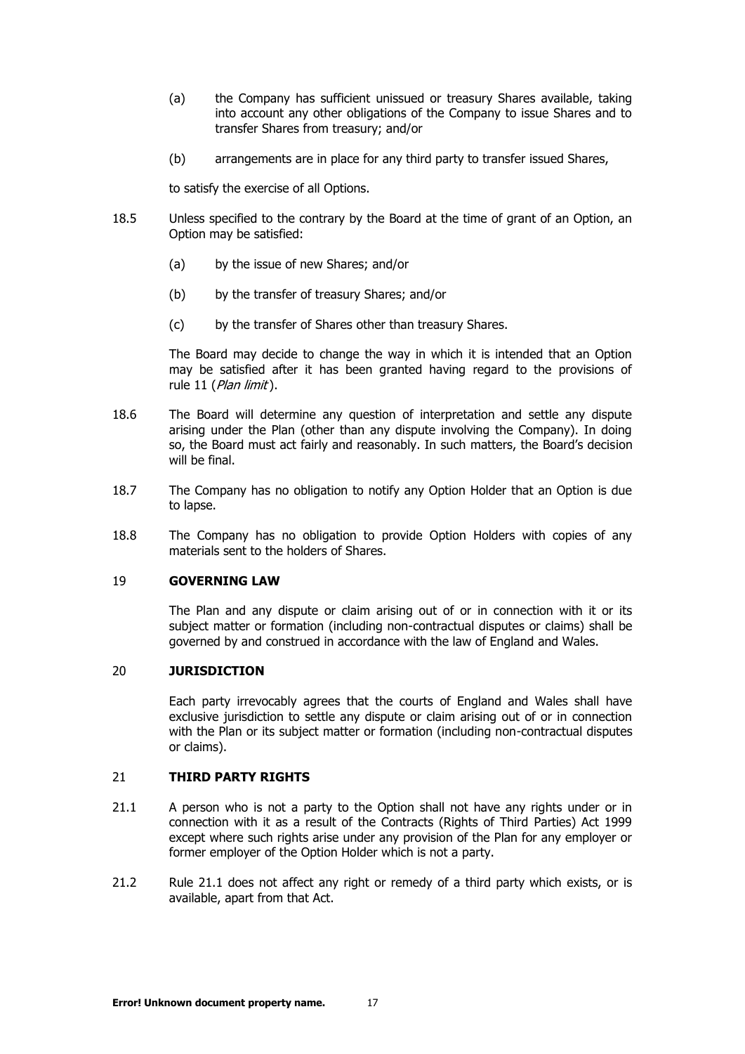(a) the Company has sufficient unissued or treasury Shares available, taking into account any other obligations of the Company to issue Shares and to transfer Shares from treasury; and/or

(b) arrangements are in place for any third party to transfer issued Shares,

to satisfy the exercise of all Options.

18.5 Unless specified to the contrary by the Board at the time of grant of an Option, an Option may be satisfied:

(a) by the issue of new Shares; and/or

(b) by the transfer of treasury Shares; and/or

(c) by the transfer of Shares other than treasury Shares.

The Board may decide to change the way in which it is intended that an Option may be satisfied after it has been granted having regard to the provisions of rule 11 (*Plan limit*).

18.6 The Board will determine any question of interpretation and settle any dispute arising under the Plan (other than any dispute involving the Company). In doing so, the Board must act fairly and reasonably. In such matters, the Board's decision will be final.

18.7 The Company has no obligation to notify any Option Holder that an Option is due to lapse.

18.8 The Company has no obligation to provide Option Holders with copies of any materials sent to the holders of Shares.

## 19 GOVERNING LAW

The Plan and any dispute or claim arising out of or in connection with it or its subject matter or formation (including non-contractual disputes or claims) shall be governed by and construed in accordance with the law of England and Wales.

## 20 JURISDICTION

Each party irrevocably agrees that the courts of England and Wales shall have exclusive jurisdiction to settle any dispute or claim arising out of or in connection with the Plan or its subject matter or formation (including non-contractual disputes or claims).

## 21 THIRD PARTY RIGHTS

21.1 A person who is not a party to the Option shall not have any rights under or in connection with it as a result of the Contracts (Rights of Third Parties) Act 1999 except where such rights arise under any provision of the Plan for any employer or former employer of the Option Holder which is not a party.

21.2 Rule 21.1 does not affect any right or remedy of a third party which exists, or is available, apart from that Act.